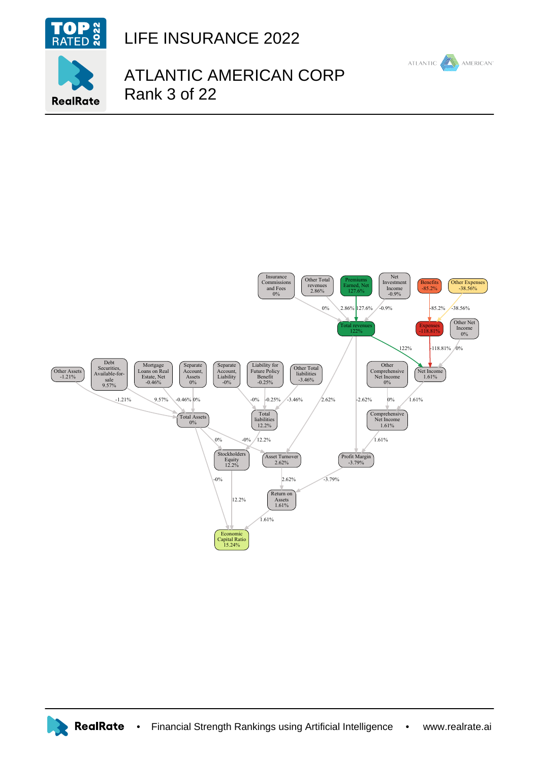# LIFE INSURANCE 2022

## ATLANTIC AMERICAN CORP
Rank 3 of 22

Insurance Commissions and Fees 0%

Other Total revenues 2.86%

Premiums Earned, Net 127.6%

Net Investment Income -0.9%

Benefits -85.2%

Other Expenses -38.56%

Total revenues 122%

Expenses -118.81%

Other Net Income 0%

Other Assets -1.21%

Debt Securities, Available-for-sale 9.57%

Mortgage Loans on Real Estate, Net -0.46%

Separate Account, Assets 0%

Separate Account, Liability -0%

Liability for Future Policy Benefit -0.25%

Other Total liabilities -3.46%

Other Comprehensive Net Income 0%

Net Income 1.61%

Total Assets 0%

Total liabilities 12.2%

Comprehensive Net Income 1.61%

Stockholders Equity 12.2%

Asset Turnover 2.62%

Profit Margin -3.79%

Return on Assets 1.61%

Economic Capital Ratio 15.24%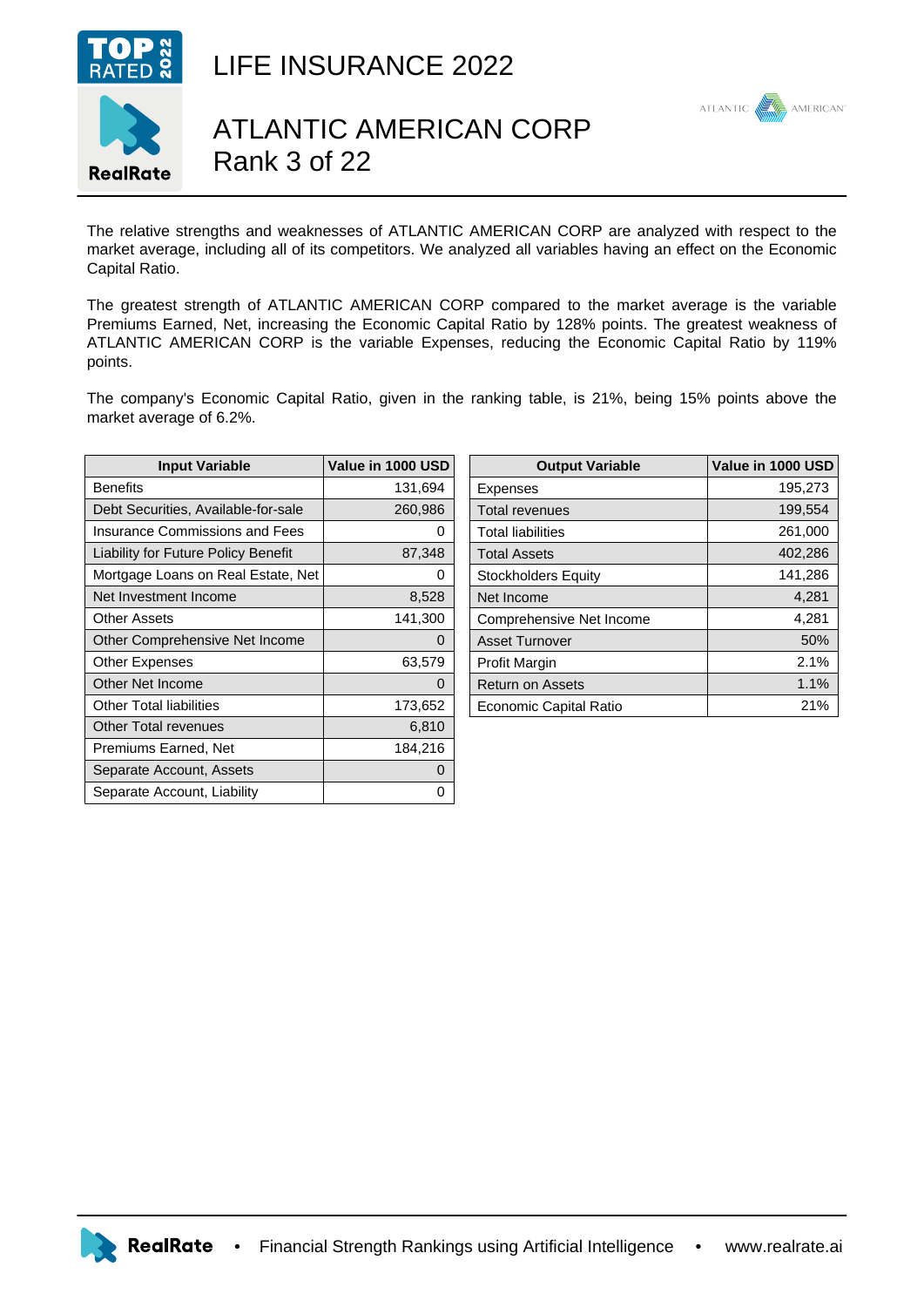# LIFE INSURANCE 2022

## ATLANTIC AMERICAN CORP
## Rank 3 of 22

The relative strengths and weaknesses of ATLANTIC AMERICAN CORP are analyzed with respect to the market average, including all of its competitors. We analyzed all variables having an effect on the Economic Capital Ratio.

The greatest strength of ATLANTIC AMERICAN CORP compared to the market average is the variable Premiums Earned, Net, increasing the Economic Capital Ratio by 128% points. The greatest weakness of ATLANTIC AMERICAN CORP is the variable Expenses, reducing the Economic Capital Ratio by 119% points.

The company's Economic Capital Ratio, given in the ranking table, is 21%, being 15% points above the market average of 6.2%.

| Input Variable | Value in 1000 USD |
|---|---|
| Benefits | 131,694 |
| Debt Securities, Available-for-sale | 260,986 |
| Insurance Commissions and Fees | 0 |
| Liability for Future Policy Benefit | 87,348 |
| Mortgage Loans on Real Estate, Net | 0 |
| Net Investment Income | 8,528 |
| Other Assets | 141,300 |
| Other Comprehensive Net Income | 0 |
| Other Expenses | 63,579 |
| Other Net Income | 0 |
| Other Total liabilities | 173,652 |
| Other Total revenues | 6,810 |
| Premiums Earned, Net | 184,216 |
| Separate Account, Assets | 0 |
| Separate Account, Liability | 0 |

| Output Variable | Value in 1000 USD |
|---|---|
| Expenses | 195,273 |
| Total revenues | 199,554 |
| Total liabilities | 261,000 |
| Total Assets | 402,286 |
| Stockholders Equity | 141,286 |
| Net Income | 4,281 |
| Comprehensive Net Income | 4,281 |
| Asset Turnover | 50% |
| Profit Margin | 2.1% |
| Return on Assets | 1.1% |
| Economic Capital Ratio | 21% |

RealRate • Financial Strength Rankings using Artificial Intelligence • www.realrate.ai